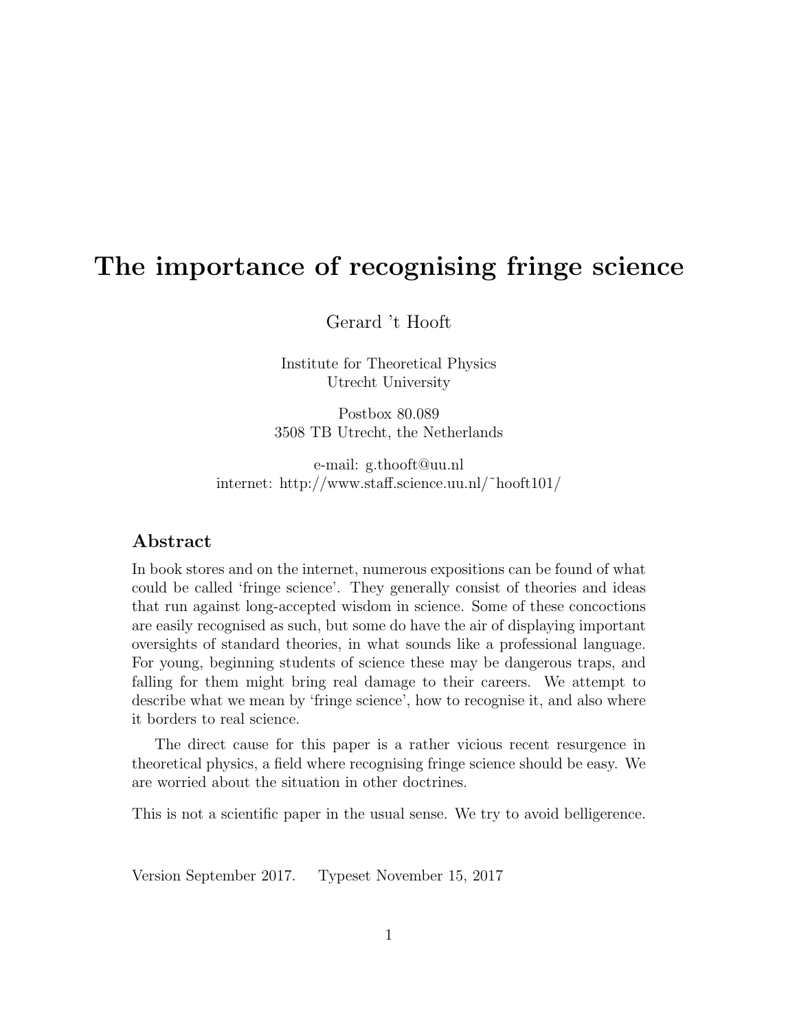# The importance of recognising fringe science

Gerard 't Hooft

Institute for Theoretical Physics
Utrecht University

Postbox 80.089
3508 TB Utrecht, the Netherlands

e-mail: g.thooft@uu.nl
internet: http://www.staff.science.uu.nl/˜hooft101/

## Abstract

In book stores and on the internet, numerous expositions can be found of what could be called 'fringe science'. They generally consist of theories and ideas that run against long-accepted wisdom in science. Some of these concoctions are easily recognised as such, but some do have the air of displaying important oversights of standard theories, in what sounds like a professional language. For young, beginning students of science these may be dangerous traps, and falling for them might bring real damage to their careers. We attempt to describe what we mean by 'fringe science', how to recognise it, and also where it borders to real science.

The direct cause for this paper is a rather vicious recent resurgence in theoretical physics, a field where recognising fringe science should be easy. We are worried about the situation in other doctrines.

This is not a scientific paper in the usual sense. We try to avoid belligerence.

Version September 2017. Typeset November 15, 2017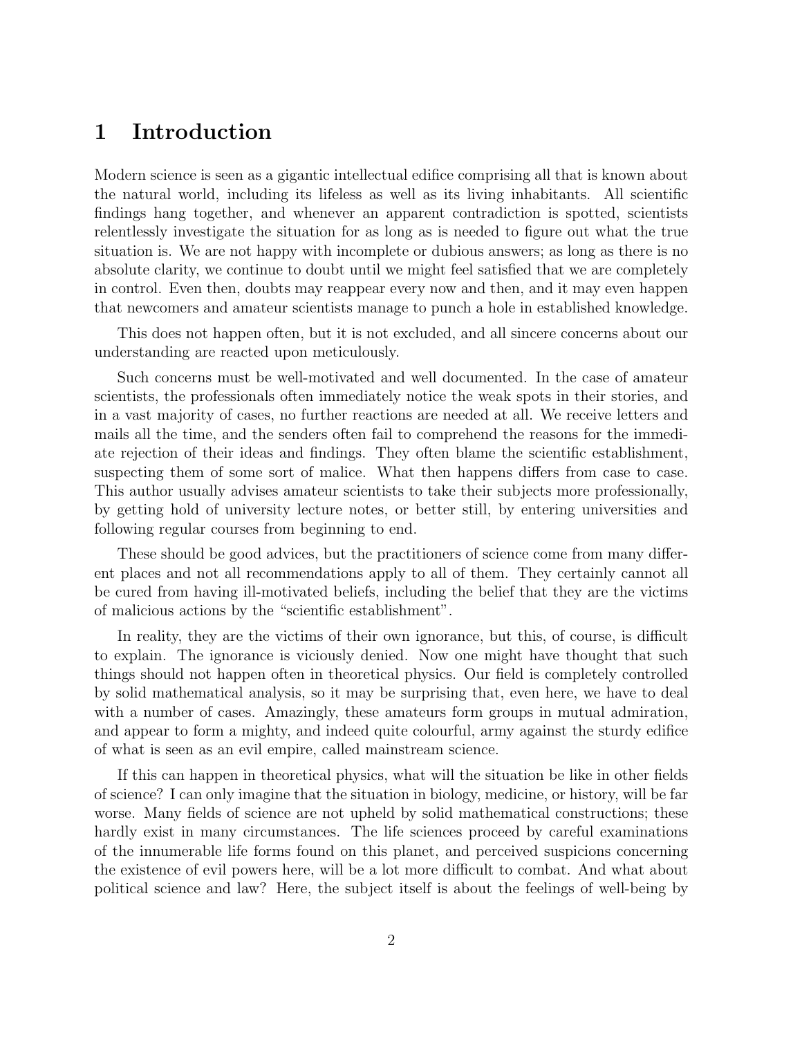# 1 Introduction

Modern science is seen as a gigantic intellectual edifice comprising all that is known about the natural world, including its lifeless as well as its living inhabitants. All scientific findings hang together, and whenever an apparent contradiction is spotted, scientists relentlessly investigate the situation for as long as is needed to figure out what the true situation is. We are not happy with incomplete or dubious answers; as long as there is no absolute clarity, we continue to doubt until we might feel satisfied that we are completely in control. Even then, doubts may reappear every now and then, and it may even happen that newcomers and amateur scientists manage to punch a hole in established knowledge.

This does not happen often, but it is not excluded, and all sincere concerns about our understanding are reacted upon meticulously.

Such concerns must be well-motivated and well documented. In the case of amateur scientists, the professionals often immediately notice the weak spots in their stories, and in a vast majority of cases, no further reactions are needed at all. We receive letters and mails all the time, and the senders often fail to comprehend the reasons for the immediate rejection of their ideas and findings. They often blame the scientific establishment, suspecting them of some sort of malice. What then happens differs from case to case. This author usually advises amateur scientists to take their subjects more professionally, by getting hold of university lecture notes, or better still, by entering universities and following regular courses from beginning to end.

These should be good advices, but the practitioners of science come from many different places and not all recommendations apply to all of them. They certainly cannot all be cured from having ill-motivated beliefs, including the belief that they are the victims of malicious actions by the "scientific establishment".

In reality, they are the victims of their own ignorance, but this, of course, is difficult to explain. The ignorance is viciously denied. Now one might have thought that such things should not happen often in theoretical physics. Our field is completely controlled by solid mathematical analysis, so it may be surprising that, even here, we have to deal with a number of cases. Amazingly, these amateurs form groups in mutual admiration, and appear to form a mighty, and indeed quite colourful, army against the sturdy edifice of what is seen as an evil empire, called mainstream science.

If this can happen in theoretical physics, what will the situation be like in other fields of science? I can only imagine that the situation in biology, medicine, or history, will be far worse. Many fields of science are not upheld by solid mathematical constructions; these hardly exist in many circumstances. The life sciences proceed by careful examinations of the innumerable life forms found on this planet, and perceived suspicions concerning the existence of evil powers here, will be a lot more difficult to combat. And what about political science and law? Here, the subject itself is about the feelings of well-being by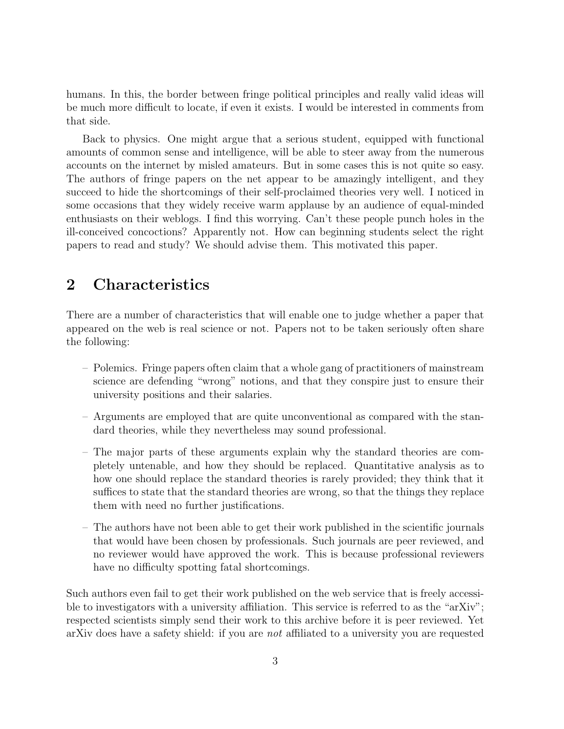humans. In this, the border between fringe political principles and really valid ideas will be much more difficult to locate, if even it exists. I would be interested in comments from that side.

Back to physics. One might argue that a serious student, equipped with functional amounts of common sense and intelligence, will be able to steer away from the numerous accounts on the internet by misled amateurs. But in some cases this is not quite so easy. The authors of fringe papers on the net appear to be amazingly intelligent, and they succeed to hide the shortcomings of their self-proclaimed theories very well. I noticed in some occasions that they widely receive warm applause by an audience of equal-minded enthusiasts on their weblogs. I find this worrying. Can't these people punch holes in the ill-conceived concoctions? Apparently not. How can beginning students select the right papers to read and study? We should advise them. This motivated this paper.

## 2 Characteristics

There are a number of characteristics that will enable one to judge whether a paper that appeared on the web is real science or not. Papers not to be taken seriously often share the following:

- Polemics. Fringe papers often claim that a whole gang of practitioners of mainstream science are defending "wrong" notions, and that they conspire just to ensure their university positions and their salaries.
- Arguments are employed that are quite unconventional as compared with the standard theories, while they nevertheless may sound professional.
- The major parts of these arguments explain why the standard theories are completely untenable, and how they should be replaced. Quantitative analysis as to how one should replace the standard theories is rarely provided; they think that it suffices to state that the standard theories are wrong, so that the things they replace them with need no further justifications.
- The authors have not been able to get their work published in the scientific journals that would have been chosen by professionals. Such journals are peer reviewed, and no reviewer would have approved the work. This is because professional reviewers have no difficulty spotting fatal shortcomings.

Such authors even fail to get their work published on the web service that is freely accessible to investigators with a university affiliation. This service is referred to as the "arXiv"; respected scientists simply send their work to this archive before it is peer reviewed. Yet arXiv does have a safety shield: if you are *not* affiliated to a university you are requested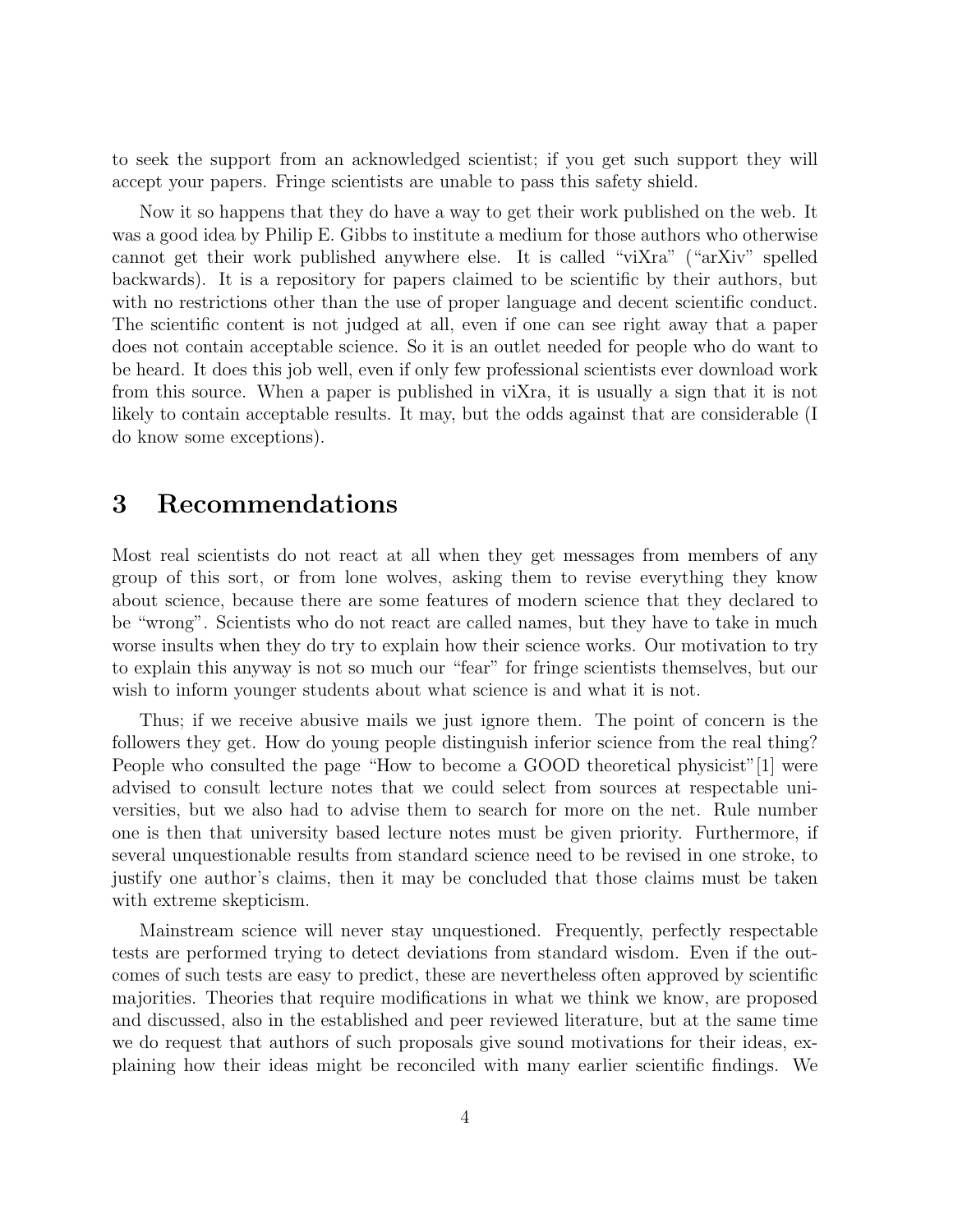to seek the support from an acknowledged scientist; if you get such support they will accept your papers. Fringe scientists are unable to pass this safety shield.

Now it so happens that they do have a way to get their work published on the web. It was a good idea by Philip E. Gibbs to institute a medium for those authors who otherwise cannot get their work published anywhere else. It is called "viXra" ("arXiv" spelled backwards). It is a repository for papers claimed to be scientific by their authors, but with no restrictions other than the use of proper language and decent scientific conduct. The scientific content is not judged at all, even if one can see right away that a paper does not contain acceptable science. So it is an outlet needed for people who do want to be heard. It does this job well, even if only few professional scientists ever download work from this source. When a paper is published in viXra, it is usually a sign that it is not likely to contain acceptable results. It may, but the odds against that are considerable (I do know some exceptions).

## 3 Recommendations

Most real scientists do not react at all when they get messages from members of any group of this sort, or from lone wolves, asking them to revise everything they know about science, because there are some features of modern science that they declared to be "wrong". Scientists who do not react are called names, but they have to take in much worse insults when they do try to explain how their science works. Our motivation to try to explain this anyway is not so much our "fear" for fringe scientists themselves, but our wish to inform younger students about what science is and what it is not.

Thus; if we receive abusive mails we just ignore them. The point of concern is the followers they get. How do young people distinguish inferior science from the real thing? People who consulted the page "How to become a GOOD theoretical physicist"[1] were advised to consult lecture notes that we could select from sources at respectable universities, but we also had to advise them to search for more on the net. Rule number one is then that university based lecture notes must be given priority. Furthermore, if several unquestionable results from standard science need to be revised in one stroke, to justify one author's claims, then it may be concluded that those claims must be taken with extreme skepticism.

Mainstream science will never stay unquestioned. Frequently, perfectly respectable tests are performed trying to detect deviations from standard wisdom. Even if the outcomes of such tests are easy to predict, these are nevertheless often approved by scientific majorities. Theories that require modifications in what we think we know, are proposed and discussed, also in the established and peer reviewed literature, but at the same time we do request that authors of such proposals give sound motivations for their ideas, explaining how their ideas might be reconciled with many earlier scientific findings. We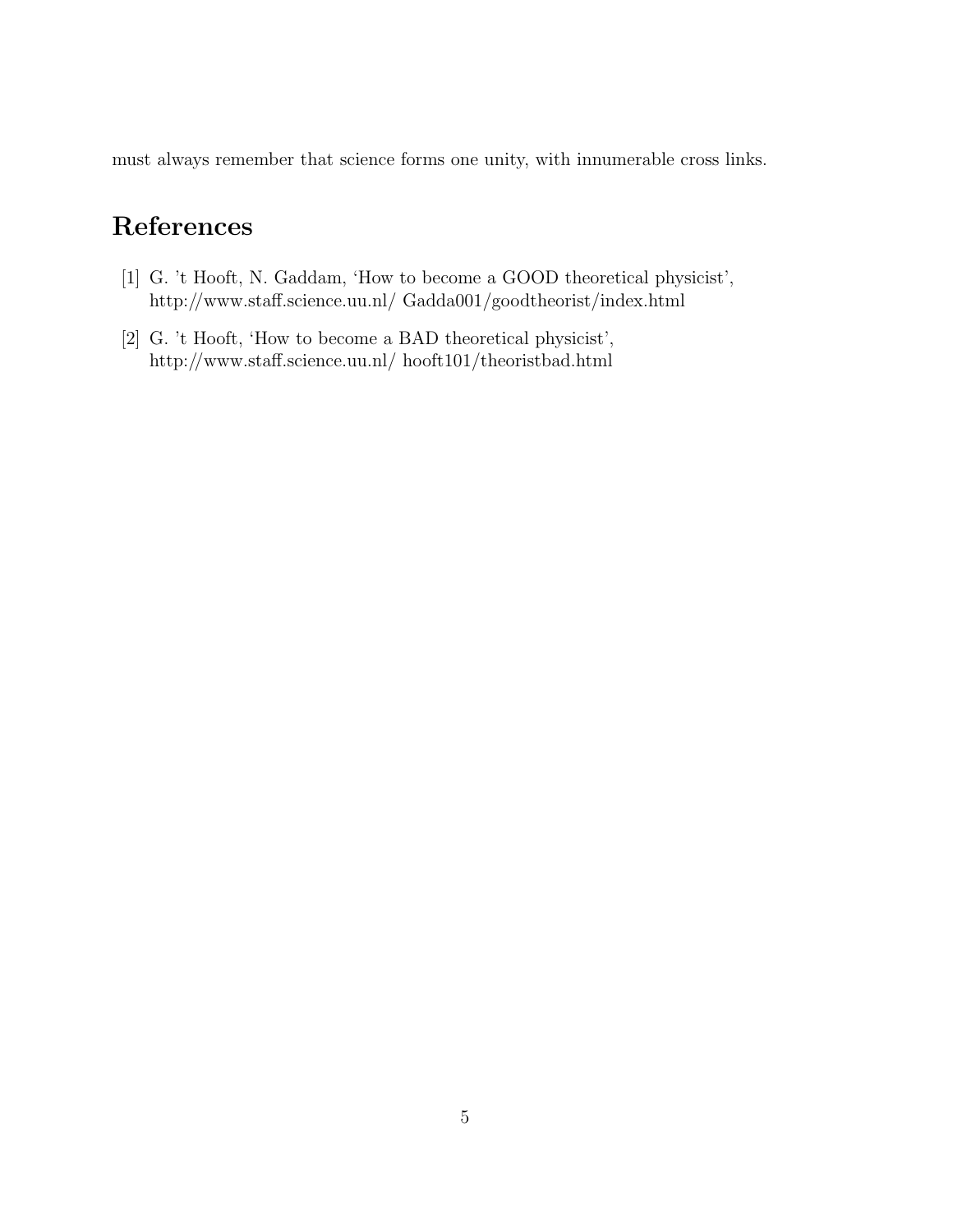must always remember that science forms one unity, with innumerable cross links.

## References

[1] G. 't Hooft, N. Gaddam, 'How to become a GOOD theoretical physicist', http://www.staff.science.uu.nl/ Gadda001/goodtheorist/index.html

[2] G. 't Hooft, 'How to become a BAD theoretical physicist', http://www.staff.science.uu.nl/ hooft101/theoristbad.html